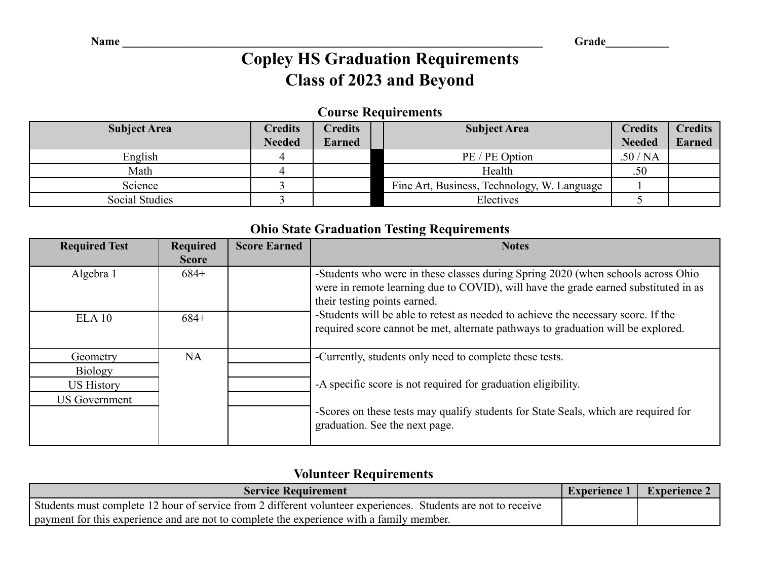Name ______________________________________________ Grade___________

# Copley HS Graduation Requirements
# Class of 2023 and Beyond

## Course Requirements

| Subject Area | Credits Needed | Credits Earned | | Subject Area | Credits Needed | Credits Earned |
|---|---|---|---|---|---|---|
| English | 4 | | | PE / PE Option | .50 / NA | |
| Math | 4 | | | Health | .50 | |
| Science | 3 | | | Fine Art, Business, Technology, W. Language | 1 | |
| Social Studies | 3 | | | Electives | 5 | |

## Ohio State Graduation Testing Requirements

| Required Test | Required Score | Score Earned | Notes |
|---|---|---|---|
| Algebra 1 | 684+ | | -Students who were in these classes during Spring 2020 (when schools across Ohio were in remote learning due to COVID), will have the grade earned substituted in as their testing points earned.<br>-Students will be able to retest as needed to achieve the necessary score. If the required score cannot be met, alternate pathways to graduation will be explored. |
| ELA 10 | 684+ | | |
| Geometry | NA | | -Currently, students only need to complete these tests.<br><br>-A specific score is not required for graduation eligibility.<br><br>-Scores on these tests may qualify students for State Seals, which are required for graduation. See the next page. |
| Biology | | | |
| US History | | | |
| US Government | | | |
| | | | |

## Volunteer Requirements

| Service Requirement | Experience 1 | Experience 2 |
|---|---|---|
| Students must complete 12 hour of service from 2 different volunteer experiences. Students are not to receive payment for this experience and are not to complete the experience with a family member. | | |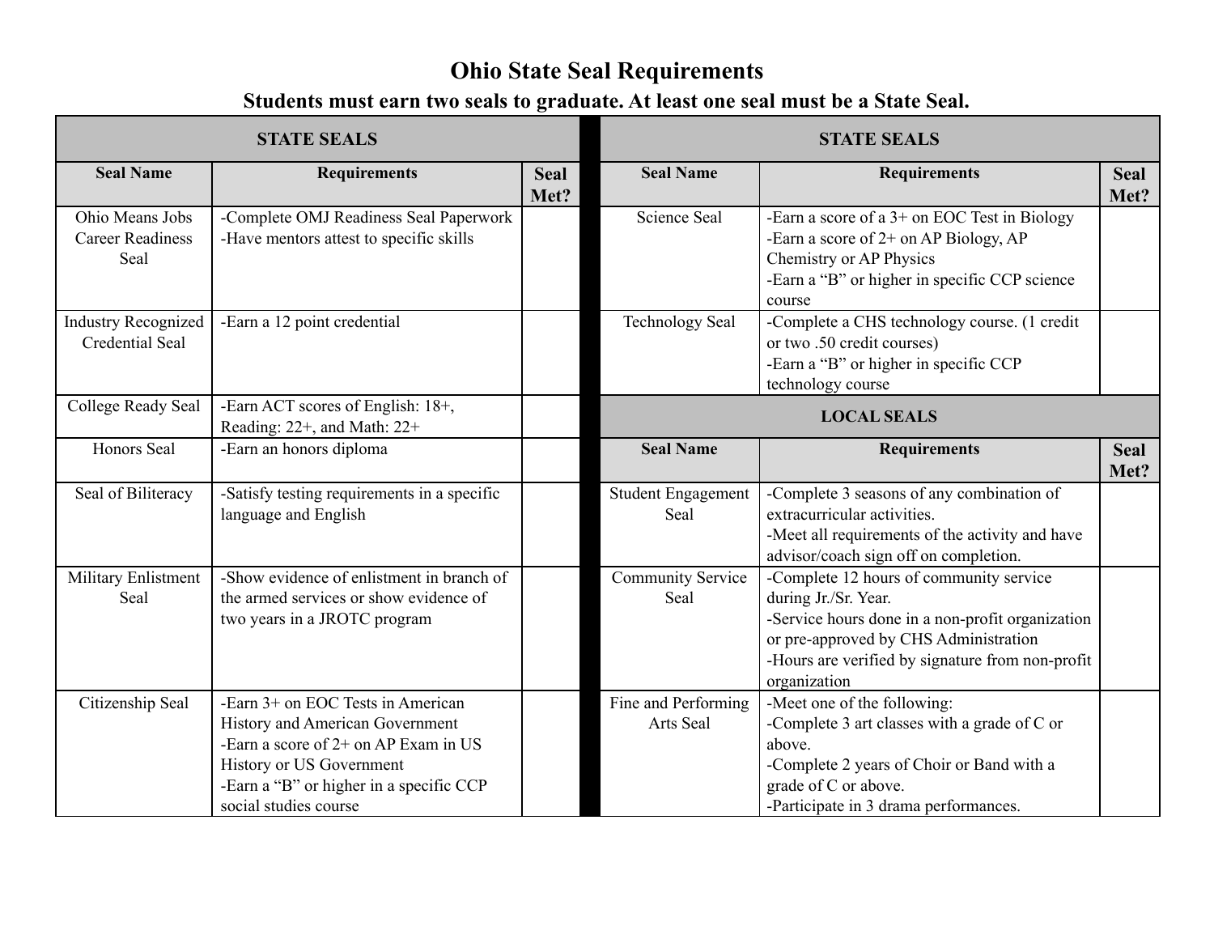# Ohio State Seal Requirements

## Students must earn two seals to graduate. At least one seal must be a State Seal.

| STATE SEALS | | |
|---|---|---|
| **Seal Name** | **Requirements** | **Seal Met?** |
| Ohio Means Jobs Career Readiness Seal | -Complete OMJ Readiness Seal Paperwork<br>-Have mentors attest to specific skills | |
| Industry Recognized Credential Seal | -Earn a 12 point credential | |
| College Ready Seal | -Earn ACT scores of English: 18+, Reading: 22+, and Math: 22+ | |
| Honors Seal | -Earn an honors diploma | |
| Seal of Biliteracy | -Satisfy testing requirements in a specific language and English | |
| Military Enlistment Seal | -Show evidence of enlistment in branch of the armed services or show evidence of two years in a JROTC program | |
| Citizenship Seal | -Earn 3+ on EOC Tests in American History and American Government<br>-Earn a score of 2+ on AP Exam in US History or US Government<br>-Earn a "B" or higher in a specific CCP social studies course | |

| STATE SEALS | | |
|---|---|---|
| **Seal Name** | **Requirements** | **Seal Met?** |
| Science Seal | -Earn a score of a 3+ on EOC Test in Biology<br>-Earn a score of 2+ on AP Biology, AP Chemistry or AP Physics<br>-Earn a "B" or higher in specific CCP science course | |
| Technology Seal | -Complete a CHS technology course. (1 credit or two .50 credit courses)<br>-Earn a "B" or higher in specific CCP technology course | |

| LOCAL SEALS | | |
|---|---|---|
| **Seal Name** | **Requirements** | **Seal Met?** |
| Student Engagement Seal | -Complete 3 seasons of any combination of extracurricular activities.<br>-Meet all requirements of the activity and have advisor/coach sign off on completion. | |
| Community Service Seal | -Complete 12 hours of community service during Jr./Sr. Year.<br>-Service hours done in a non-profit organization or pre-approved by CHS Administration<br>-Hours are verified by signature from non-profit organization | |
| Fine and Performing Arts Seal | -Meet one of the following:<br>-Complete 3 art classes with a grade of C or above.<br>-Complete 2 years of Choir or Band with a grade of C or above.<br>-Participate in 3 drama performances. | |